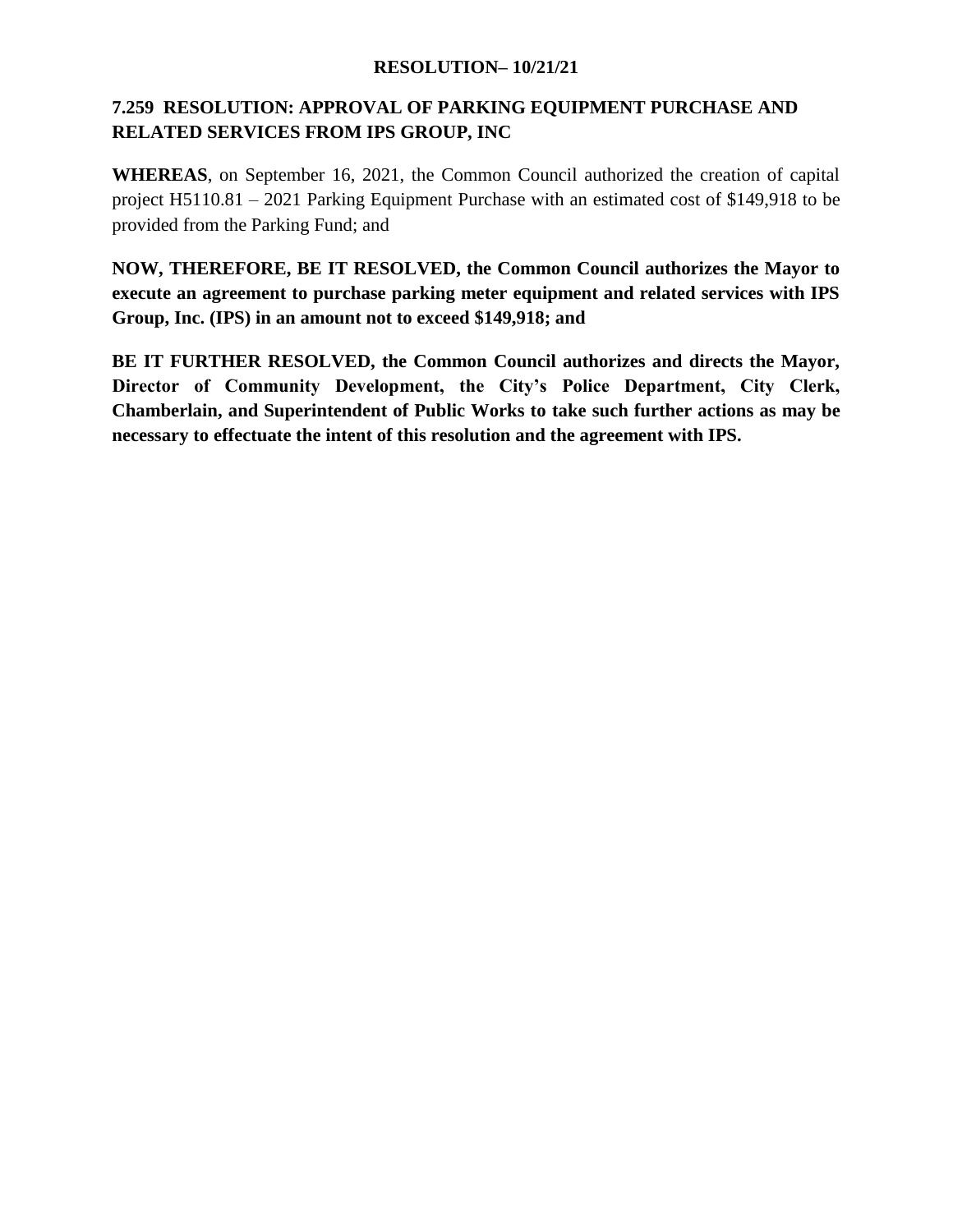**RESOLUTION– 10/21/21**

## 7.259 RESOLUTION: APPROVAL OF PARKING EQUIPMENT PURCHASE AND RELATED SERVICES FROM IPS GROUP, INC

**WHEREAS**, on September 16, 2021, the Common Council authorized the creation of capital project H5110.81 – 2021 Parking Equipment Purchase with an estimated cost of $149,918 to be provided from the Parking Fund; and

**NOW, THEREFORE, BE IT RESOLVED, the Common Council authorizes the Mayor to execute an agreement to purchase parking meter equipment and related services with IPS Group, Inc. (IPS) in an amount not to exceed $149,918; and**

**BE IT FURTHER RESOLVED, the Common Council authorizes and directs the Mayor, Director of Community Development, the City's Police Department, City Clerk, Chamberlain, and Superintendent of Public Works to take such further actions as may be necessary to effectuate the intent of this resolution and the agreement with IPS.**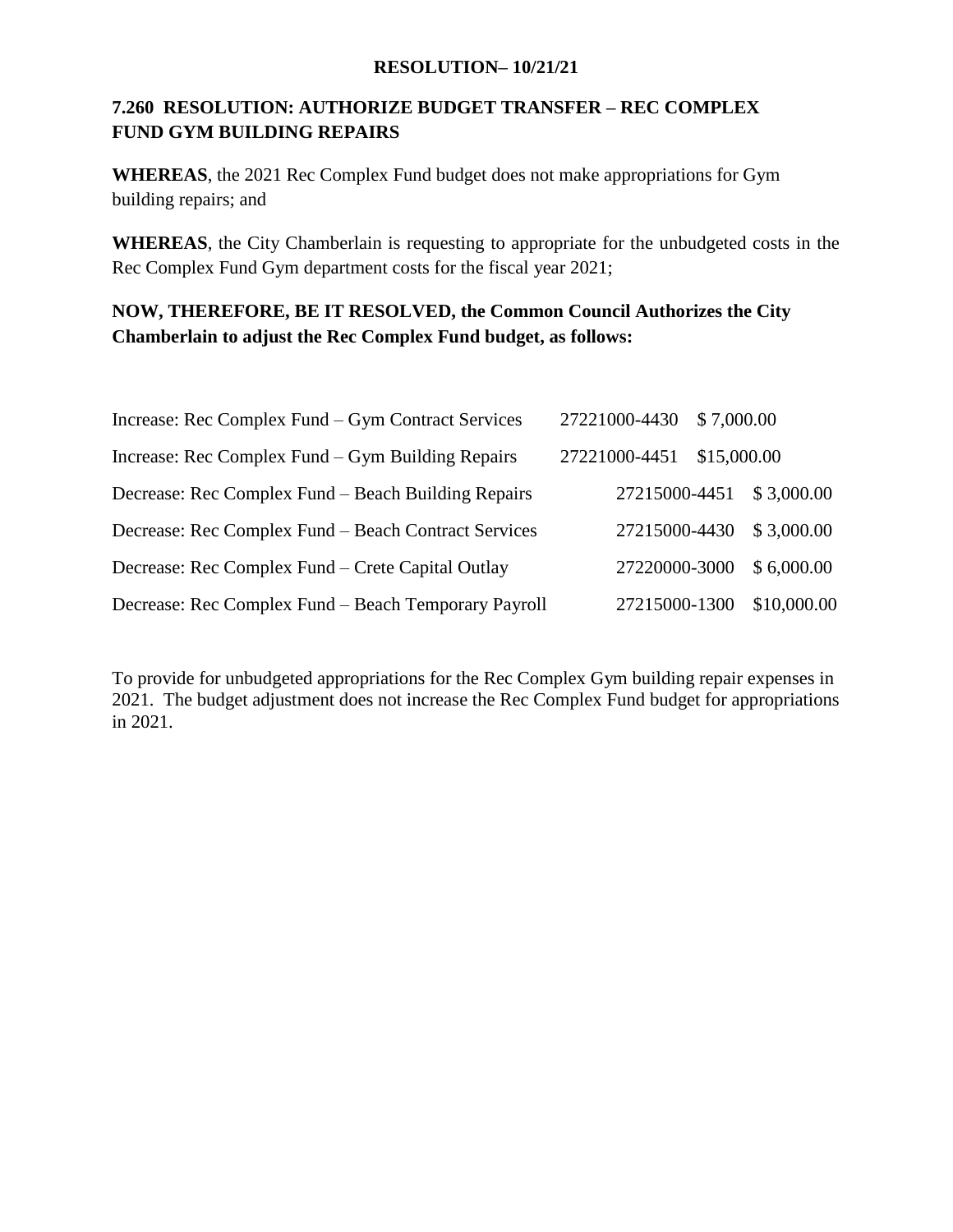**RESOLUTION– 10/21/21**

## 7.260 RESOLUTION: AUTHORIZE BUDGET TRANSFER – REC COMPLEX FUND GYM BUILDING REPAIRS

**WHEREAS**, the 2021 Rec Complex Fund budget does not make appropriations for Gym building repairs; and

**WHEREAS**, the City Chamberlain is requesting to appropriate for the unbudgeted costs in the Rec Complex Fund Gym department costs for the fiscal year 2021;

**NOW, THEREFORE, BE IT RESOLVED, the Common Council Authorizes the City Chamberlain to adjust the Rec Complex Fund budget, as follows:**

| | | | | |
|---|---|---|---|---|
| Increase: Rec Complex Fund – Gym Contract Services | 27221000-4430 | $ 7,000.00 | | |
| Increase: Rec Complex Fund – Gym Building Repairs | 27221000-4451 | $15,000.00 | | |
| Decrease: Rec Complex Fund – Beach Building Repairs | | | 27215000-4451 | $ 3,000.00 |
| Decrease: Rec Complex Fund – Beach Contract Services | | | 27215000-4430 | $ 3,000.00 |
| Decrease: Rec Complex Fund – Crete Capital Outlay | | | 27220000-3000 | $ 6,000.00 |
| Decrease: Rec Complex Fund – Beach Temporary Payroll | | | 27215000-1300 | $10,000.00 |

To provide for unbudgeted appropriations for the Rec Complex Gym building repair expenses in 2021. The budget adjustment does not increase the Rec Complex Fund budget for appropriations in 2021.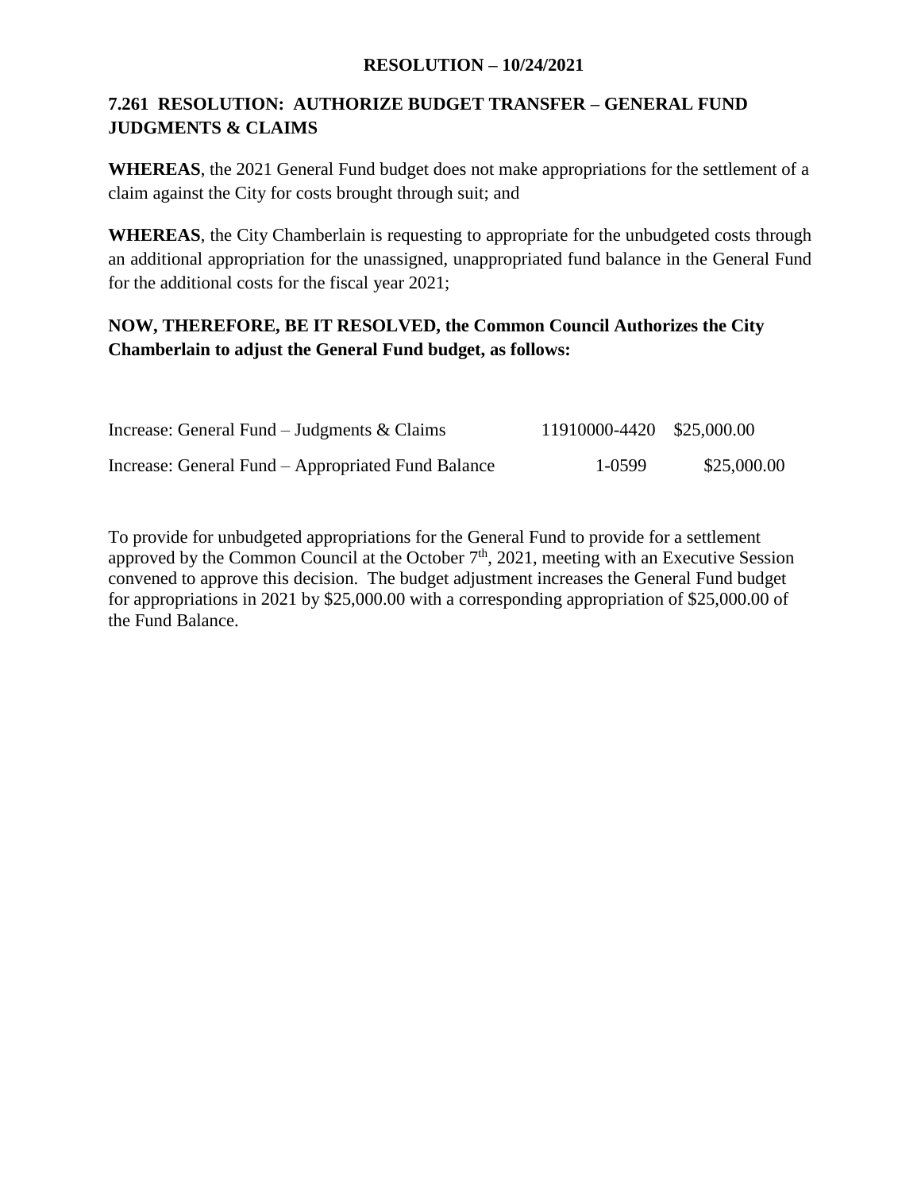**RESOLUTION – 10/24/2021**

## 7.261 RESOLUTION: AUTHORIZE BUDGET TRANSFER – GENERAL FUND JUDGMENTS & CLAIMS

**WHEREAS**, the 2021 General Fund budget does not make appropriations for the settlement of a claim against the City for costs brought through suit; and

**WHEREAS**, the City Chamberlain is requesting to appropriate for the unbudgeted costs through an additional appropriation for the unassigned, unappropriated fund balance in the General Fund for the additional costs for the fiscal year 2021;

**NOW, THEREFORE, BE IT RESOLVED, the Common Council Authorizes the City Chamberlain to adjust the General Fund budget, as follows:**

| | | |
|---|---|---|
| Increase: General Fund – Judgments & Claims | 11910000-4420 | $25,000.00 |
| Increase: General Fund – Appropriated Fund Balance | 1-0599 | $25,000.00 |

To provide for unbudgeted appropriations for the General Fund to provide for a settlement approved by the Common Council at the October 7th, 2021, meeting with an Executive Session convened to approve this decision. The budget adjustment increases the General Fund budget for appropriations in 2021 by $25,000.00 with a corresponding appropriation of $25,000.00 of the Fund Balance.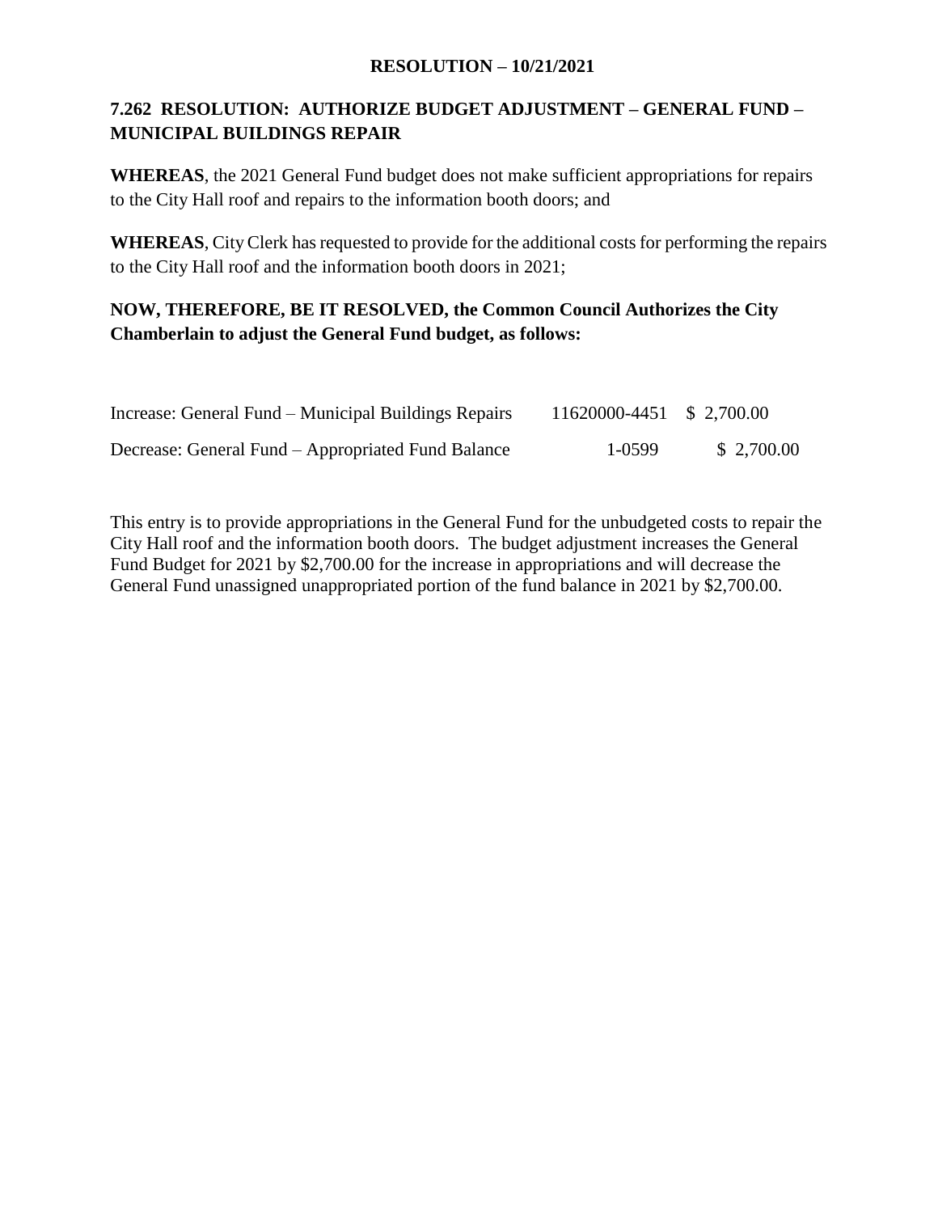**RESOLUTION – 10/21/2021**

## 7.262 RESOLUTION: AUTHORIZE BUDGET ADJUSTMENT – GENERAL FUND – MUNICIPAL BUILDINGS REPAIR

**WHEREAS**, the 2021 General Fund budget does not make sufficient appropriations for repairs to the City Hall roof and repairs to the information booth doors; and

**WHEREAS**, City Clerk has requested to provide for the additional costs for performing the repairs to the City Hall roof and the information booth doors in 2021;

**NOW, THEREFORE, BE IT RESOLVED, the Common Council Authorizes the City Chamberlain to adjust the General Fund budget, as follows:**

| | | |
|---|---|---|
| Increase: General Fund – Municipal Buildings Repairs | 11620000-4451 | $ 2,700.00 |
| Decrease: General Fund – Appropriated Fund Balance | 1-0599 | $ 2,700.00 |

This entry is to provide appropriations in the General Fund for the unbudgeted costs to repair the City Hall roof and the information booth doors. The budget adjustment increases the General Fund Budget for 2021 by $2,700.00 for the increase in appropriations and will decrease the General Fund unassigned unappropriated portion of the fund balance in 2021 by $2,700.00.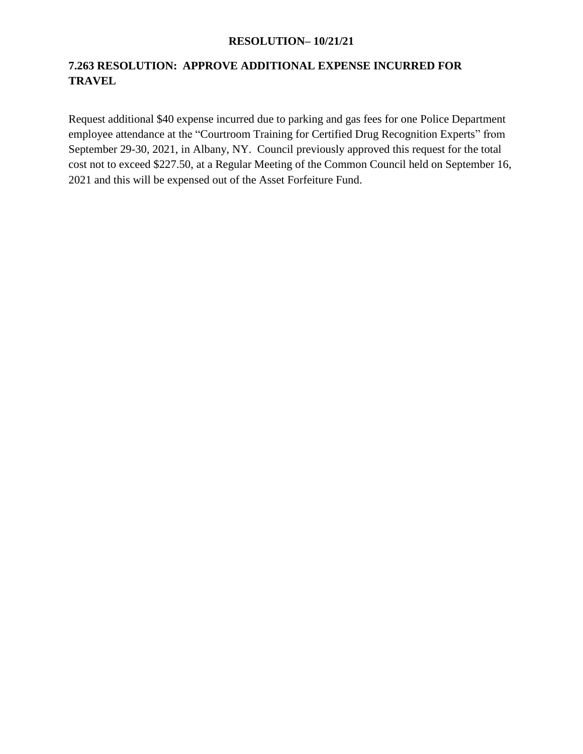**RESOLUTION– 10/21/21**

## 7.263 RESOLUTION: APPROVE ADDITIONAL EXPENSE INCURRED FOR TRAVEL

Request additional $40 expense incurred due to parking and gas fees for one Police Department employee attendance at the "Courtroom Training for Certified Drug Recognition Experts" from September 29-30, 2021, in Albany, NY. Council previously approved this request for the total cost not to exceed $227.50, at a Regular Meeting of the Common Council held on September 16, 2021 and this will be expensed out of the Asset Forfeiture Fund.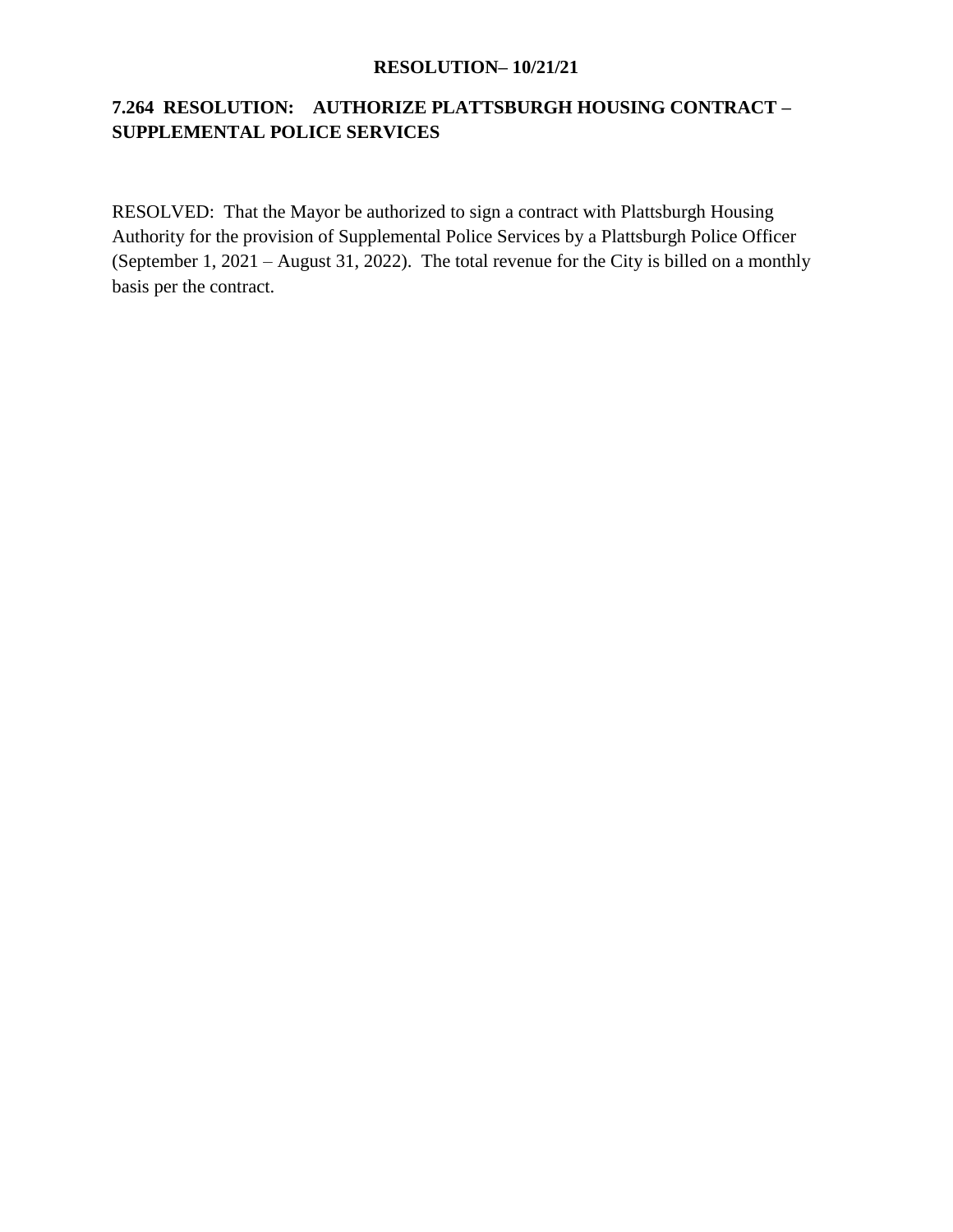**RESOLUTION– 10/21/21**

## 7.264 RESOLUTION: AUTHORIZE PLATTSBURGH HOUSING CONTRACT – SUPPLEMENTAL POLICE SERVICES

RESOLVED: That the Mayor be authorized to sign a contract with Plattsburgh Housing Authority for the provision of Supplemental Police Services by a Plattsburgh Police Officer (September 1, 2021 – August 31, 2022). The total revenue for the City is billed on a monthly basis per the contract.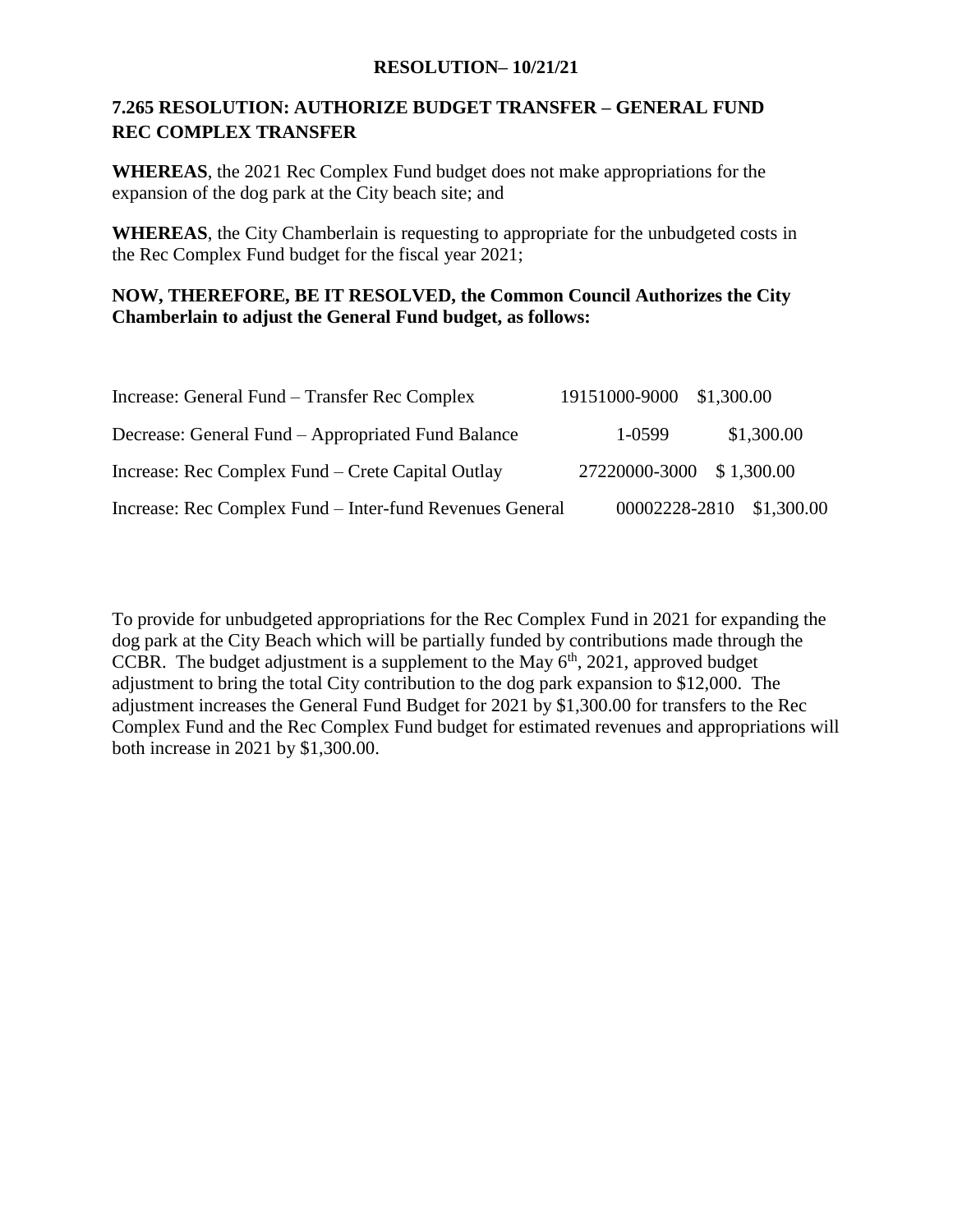**RESOLUTION– 10/21/21**

## 7.265 RESOLUTION: AUTHORIZE BUDGET TRANSFER – GENERAL FUND REC COMPLEX TRANSFER

**WHEREAS**, the 2021 Rec Complex Fund budget does not make appropriations for the expansion of the dog park at the City beach site; and

**WHEREAS**, the City Chamberlain is requesting to appropriate for the unbudgeted costs in the Rec Complex Fund budget for the fiscal year 2021;

**NOW, THEREFORE, BE IT RESOLVED, the Common Council Authorizes the City Chamberlain to adjust the General Fund budget, as follows:**

| | | |
|---|---|---|
| Increase: General Fund – Transfer Rec Complex | 19151000-9000 | $1,300.00 |
| Decrease: General Fund – Appropriated Fund Balance | 1-0599 | $1,300.00 |
| Increase: Rec Complex Fund – Crete Capital Outlay | 27220000-3000 | $ 1,300.00 |
| Increase: Rec Complex Fund – Inter-fund Revenues General | 00002228-2810 | $1,300.00 |

To provide for unbudgeted appropriations for the Rec Complex Fund in 2021 for expanding the dog park at the City Beach which will be partially funded by contributions made through the CCBR. The budget adjustment is a supplement to the May 6th, 2021, approved budget adjustment to bring the total City contribution to the dog park expansion to $12,000. The adjustment increases the General Fund Budget for 2021 by $1,300.00 for transfers to the Rec Complex Fund and the Rec Complex Fund budget for estimated revenues and appropriations will both increase in 2021 by $1,300.00.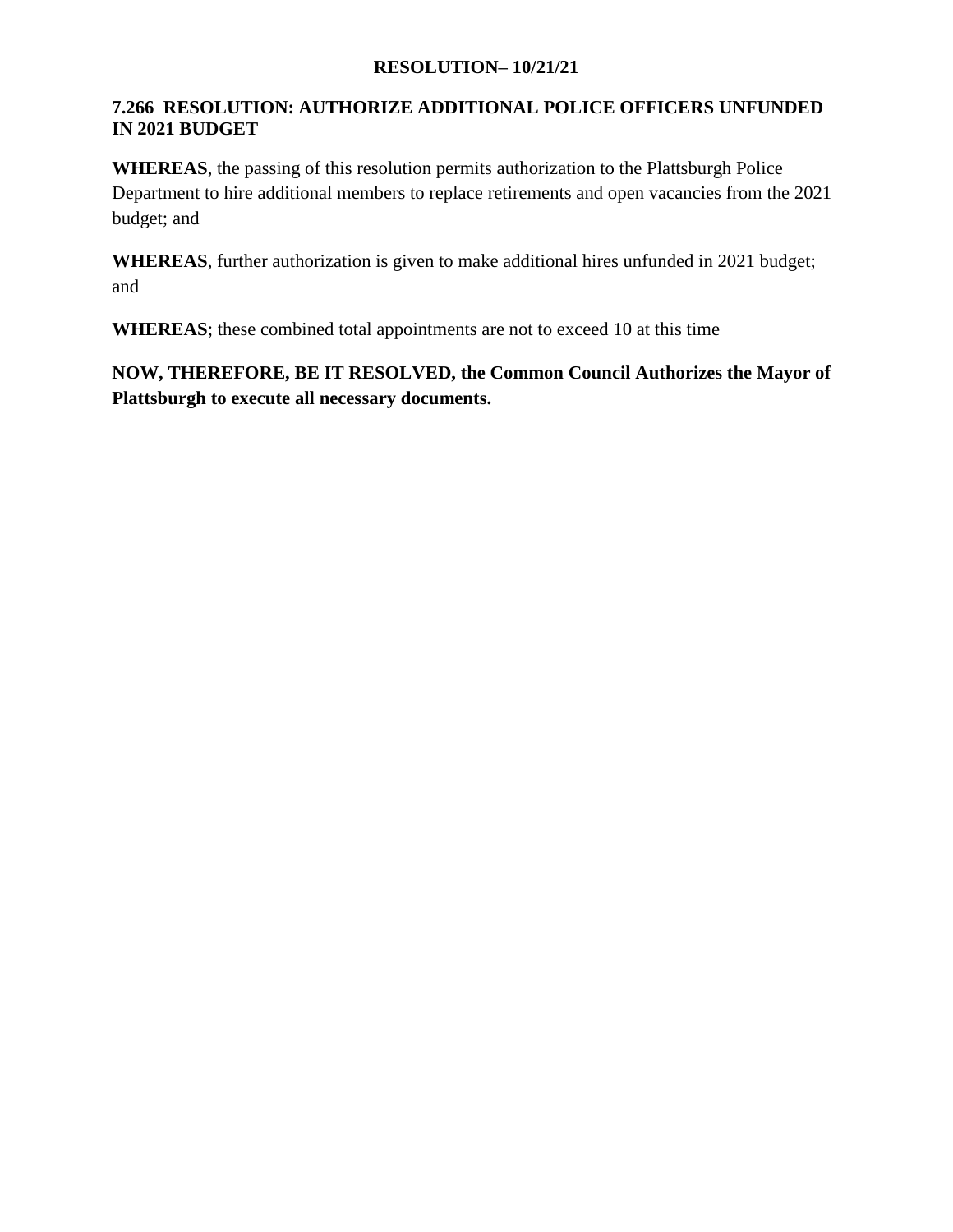**RESOLUTION– 10/21/21**

**7.266 RESOLUTION: AUTHORIZE ADDITIONAL POLICE OFFICERS UNFUNDED IN 2021 BUDGET**

**WHEREAS**, the passing of this resolution permits authorization to the Plattsburgh Police Department to hire additional members to replace retirements and open vacancies from the 2021 budget; and

**WHEREAS**, further authorization is given to make additional hires unfunded in 2021 budget; and

**WHEREAS**; these combined total appointments are not to exceed 10 at this time

**NOW, THEREFORE, BE IT RESOLVED, the Common Council Authorizes the Mayor of Plattsburgh to execute all necessary documents.**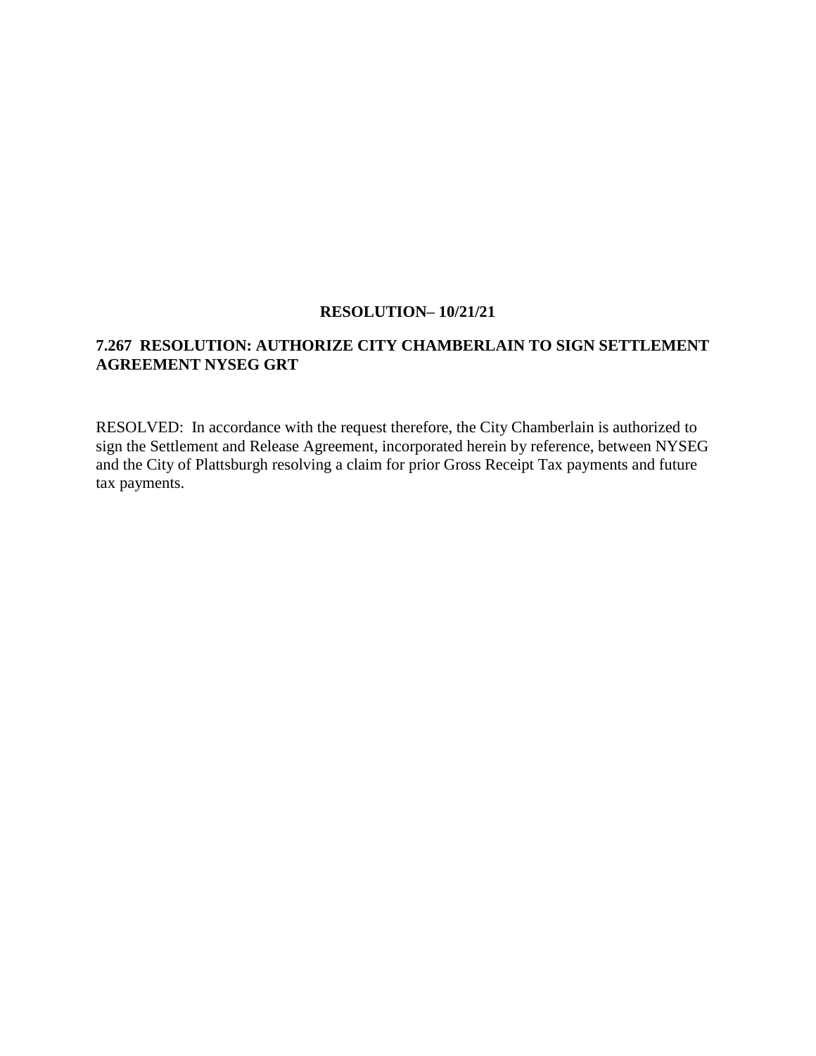**RESOLUTION– 10/21/21**

**7.267 RESOLUTION: AUTHORIZE CITY CHAMBERLAIN TO SIGN SETTLEMENT AGREEMENT NYSEG GRT**

RESOLVED: In accordance with the request therefore, the City Chamberlain is authorized to sign the Settlement and Release Agreement, incorporated herein by reference, between NYSEG and the City of Plattsburgh resolving a claim for prior Gross Receipt Tax payments and future tax payments.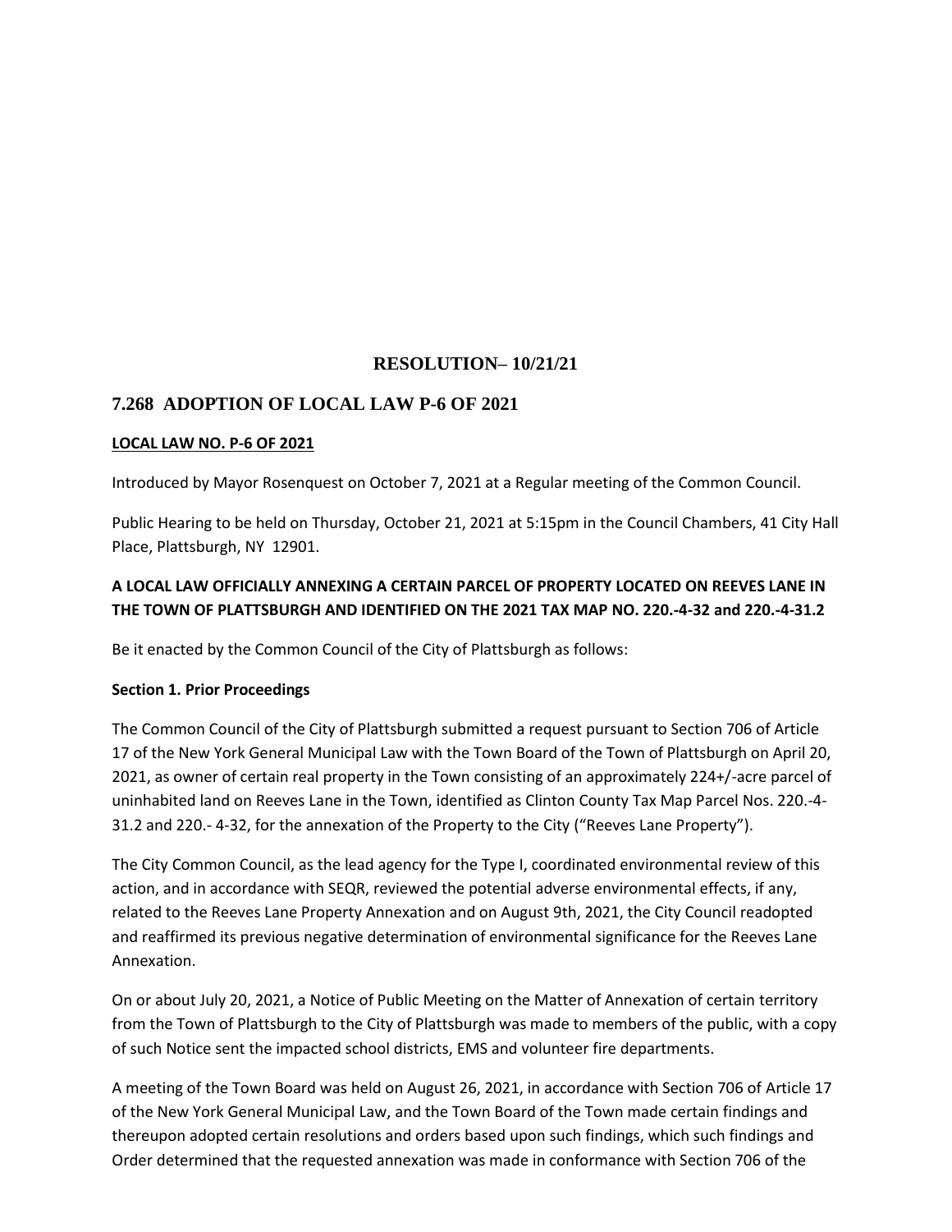## RESOLUTION– 10/21/21

## 7.268 ADOPTION OF LOCAL LAW P-6 OF 2021

**LOCAL LAW NO. P-6 OF 2021**

Introduced by Mayor Rosenquest on October 7, 2021 at a Regular meeting of the Common Council.

Public Hearing to be held on Thursday, October 21, 2021 at 5:15pm in the Council Chambers, 41 City Hall Place, Plattsburgh, NY 12901.

**A LOCAL LAW OFFICIALLY ANNEXING A CERTAIN PARCEL OF PROPERTY LOCATED ON REEVES LANE IN THE TOWN OF PLATTSBURGH AND IDENTIFIED ON THE 2021 TAX MAP NO. 220.-4-32 and 220.-4-31.2**

Be it enacted by the Common Council of the City of Plattsburgh as follows:

**Section 1. Prior Proceedings**

The Common Council of the City of Plattsburgh submitted a request pursuant to Section 706 of Article 17 of the New York General Municipal Law with the Town Board of the Town of Plattsburgh on April 20, 2021, as owner of certain real property in the Town consisting of an approximately 224+/-acre parcel of uninhabited land on Reeves Lane in the Town, identified as Clinton County Tax Map Parcel Nos. 220.-4-31.2 and 220.- 4-32, for the annexation of the Property to the City ("Reeves Lane Property").

The City Common Council, as the lead agency for the Type I, coordinated environmental review of this action, and in accordance with SEQR, reviewed the potential adverse environmental effects, if any, related to the Reeves Lane Property Annexation and on August 9th, 2021, the City Council readopted and reaffirmed its previous negative determination of environmental significance for the Reeves Lane Annexation.

On or about July 20, 2021, a Notice of Public Meeting on the Matter of Annexation of certain territory from the Town of Plattsburgh to the City of Plattsburgh was made to members of the public, with a copy of such Notice sent the impacted school districts, EMS and volunteer fire departments.

A meeting of the Town Board was held on August 26, 2021, in accordance with Section 706 of Article 17 of the New York General Municipal Law, and the Town Board of the Town made certain findings and thereupon adopted certain resolutions and orders based upon such findings, which such findings and Order determined that the requested annexation was made in conformance with Section 706 of the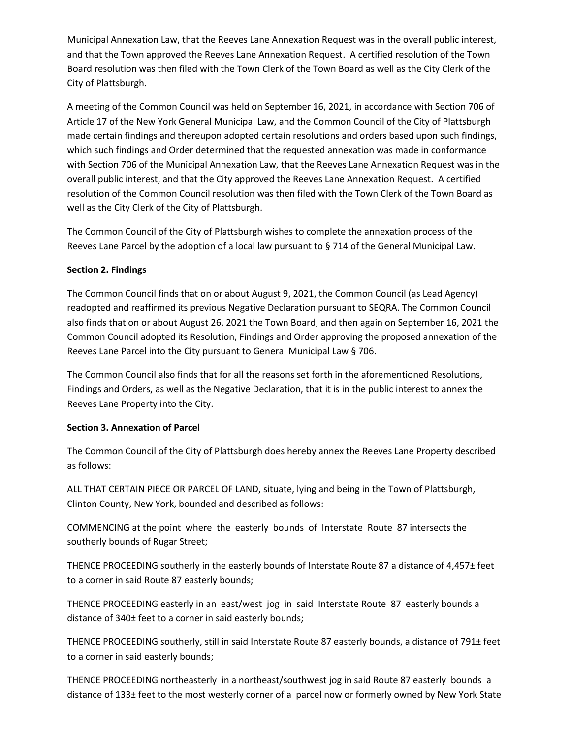Municipal Annexation Law, that the Reeves Lane Annexation Request was in the overall public interest, and that the Town approved the Reeves Lane Annexation Request. A certified resolution of the Town Board resolution was then filed with the Town Clerk of the Town Board as well as the City Clerk of the City of Plattsburgh.

A meeting of the Common Council was held on September 16, 2021, in accordance with Section 706 of Article 17 of the New York General Municipal Law, and the Common Council of the City of Plattsburgh made certain findings and thereupon adopted certain resolutions and orders based upon such findings, which such findings and Order determined that the requested annexation was made in conformance with Section 706 of the Municipal Annexation Law, that the Reeves Lane Annexation Request was in the overall public interest, and that the City approved the Reeves Lane Annexation Request. A certified resolution of the Common Council resolution was then filed with the Town Clerk of the Town Board as well as the City Clerk of the City of Plattsburgh.

The Common Council of the City of Plattsburgh wishes to complete the annexation process of the Reeves Lane Parcel by the adoption of a local law pursuant to § 714 of the General Municipal Law.

**Section 2. Findings**

The Common Council finds that on or about August 9, 2021, the Common Council (as Lead Agency) readopted and reaffirmed its previous Negative Declaration pursuant to SEQRA. The Common Council also finds that on or about August 26, 2021 the Town Board, and then again on September 16, 2021 the Common Council adopted its Resolution, Findings and Order approving the proposed annexation of the Reeves Lane Parcel into the City pursuant to General Municipal Law § 706.

The Common Council also finds that for all the reasons set forth in the aforementioned Resolutions, Findings and Orders, as well as the Negative Declaration, that it is in the public interest to annex the Reeves Lane Property into the City.

**Section 3. Annexation of Parcel**

The Common Council of the City of Plattsburgh does hereby annex the Reeves Lane Property described as follows:

ALL THAT CERTAIN PIECE OR PARCEL OF LAND, situate, lying and being in the Town of Plattsburgh, Clinton County, New York, bounded and described as follows:

COMMENCING at the point where the easterly bounds of Interstate Route 87 intersects the southerly bounds of Rugar Street;

THENCE PROCEEDING southerly in the easterly bounds of Interstate Route 87 a distance of 4,457± feet to a corner in said Route 87 easterly bounds;

THENCE PROCEEDING easterly in an east/west jog in said Interstate Route 87 easterly bounds a distance of 340± feet to a corner in said easterly bounds;

THENCE PROCEEDING southerly, still in said Interstate Route 87 easterly bounds, a distance of 791± feet to a corner in said easterly bounds;

THENCE PROCEEDING northeasterly in a northeast/southwest jog in said Route 87 easterly bounds a distance of 133± feet to the most westerly corner of a parcel now or formerly owned by New York State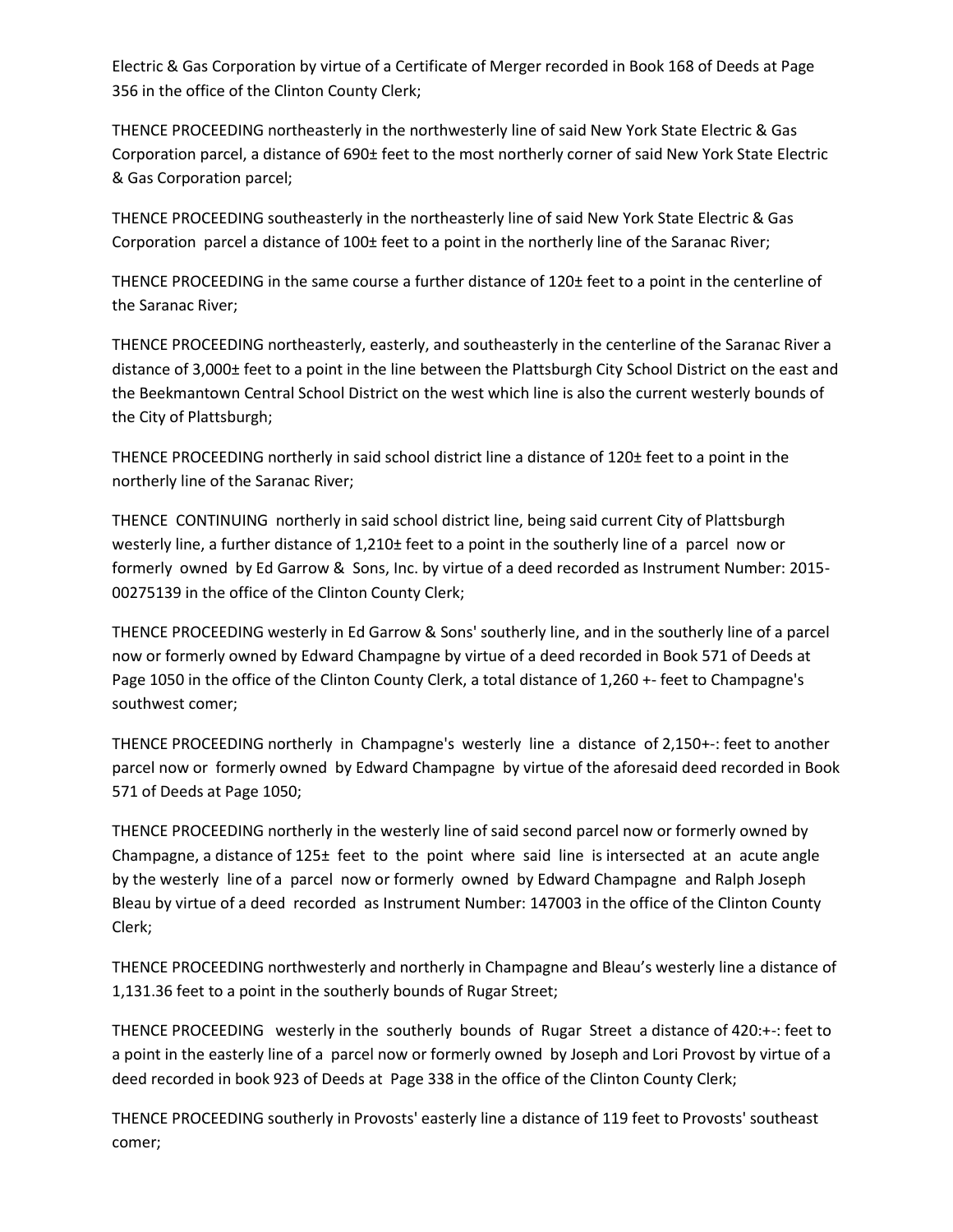Electric & Gas Corporation by virtue of a Certificate of Merger recorded in Book 168 of Deeds at Page 356 in the office of the Clinton County Clerk;

THENCE PROCEEDING northeasterly in the northwesterly line of said New York State Electric & Gas Corporation parcel, a distance of 690± feet to the most northerly corner of said New York State Electric & Gas Corporation parcel;

THENCE PROCEEDING southeasterly in the northeasterly line of said New York State Electric & Gas Corporation parcel a distance of 100± feet to a point in the northerly line of the Saranac River;

THENCE PROCEEDING in the same course a further distance of 120± feet to a point in the centerline of the Saranac River;

THENCE PROCEEDING northeasterly, easterly, and southeasterly in the centerline of the Saranac River a distance of 3,000± feet to a point in the line between the Plattsburgh City School District on the east and the Beekmantown Central School District on the west which line is also the current westerly bounds of the City of Plattsburgh;

THENCE PROCEEDING northerly in said school district line a distance of 120± feet to a point in the northerly line of the Saranac River;

THENCE CONTINUING northerly in said school district line, being said current City of Plattsburgh westerly line, a further distance of 1,210± feet to a point in the southerly line of a parcel now or formerly owned by Ed Garrow & Sons, Inc. by virtue of a deed recorded as Instrument Number: 2015-00275139 in the office of the Clinton County Clerk;

THENCE PROCEEDING westerly in Ed Garrow & Sons' southerly line, and in the southerly line of a parcel now or formerly owned by Edward Champagne by virtue of a deed recorded in Book 571 of Deeds at Page 1050 in the office of the Clinton County Clerk, a total distance of 1,260 +- feet to Champagne's southwest comer;

THENCE PROCEEDING northerly in Champagne's westerly line a distance of 2,150+-: feet to another parcel now or formerly owned by Edward Champagne by virtue of the aforesaid deed recorded in Book 571 of Deeds at Page 1050;

THENCE PROCEEDING northerly in the westerly line of said second parcel now or formerly owned by Champagne, a distance of 125± feet to the point where said line is intersected at an acute angle by the westerly line of a parcel now or formerly owned by Edward Champagne and Ralph Joseph Bleau by virtue of a deed recorded as Instrument Number: 147003 in the office of the Clinton County Clerk;

THENCE PROCEEDING northwesterly and northerly in Champagne and Bleau's westerly line a distance of 1,131.36 feet to a point in the southerly bounds of Rugar Street;

THENCE PROCEEDING westerly in the southerly bounds of Rugar Street a distance of 420:+-: feet to a point in the easterly line of a parcel now or formerly owned by Joseph and Lori Provost by virtue of a deed recorded in book 923 of Deeds at Page 338 in the office of the Clinton County Clerk;

THENCE PROCEEDING southerly in Provosts' easterly line a distance of 119 feet to Provosts' southeast comer;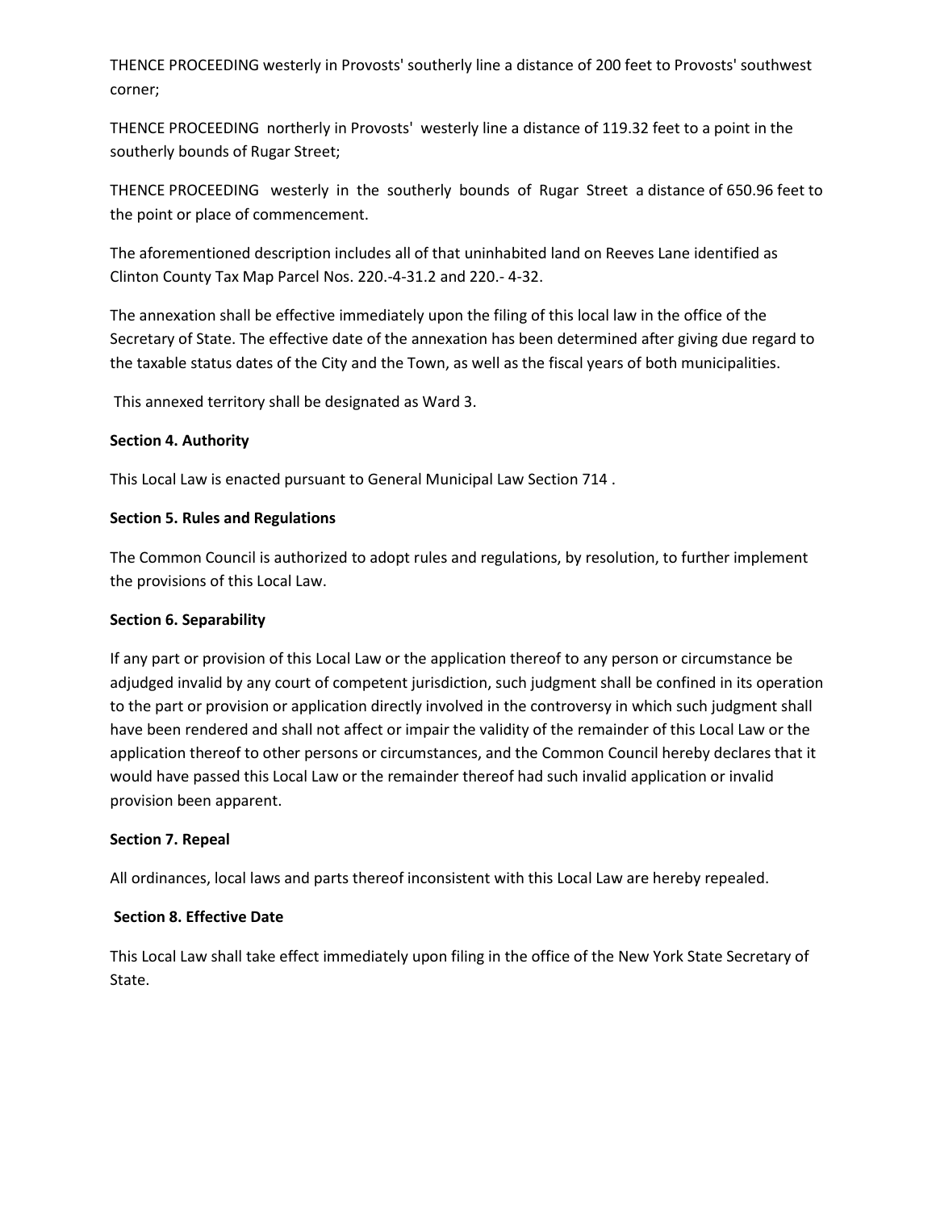THENCE PROCEEDING westerly in Provosts' southerly line a distance of 200 feet to Provosts' southwest corner;

THENCE PROCEEDING northerly in Provosts' westerly line a distance of 119.32 feet to a point in the southerly bounds of Rugar Street;

THENCE PROCEEDING westerly in the southerly bounds of Rugar Street a distance of 650.96 feet to the point or place of commencement.

The aforementioned description includes all of that uninhabited land on Reeves Lane identified as Clinton County Tax Map Parcel Nos. 220.-4-31.2 and 220.- 4-32.

The annexation shall be effective immediately upon the filing of this local law in the office of the Secretary of State. The effective date of the annexation has been determined after giving due regard to the taxable status dates of the City and the Town, as well as the fiscal years of both municipalities.

This annexed territory shall be designated as Ward 3.

**Section 4. Authority**

This Local Law is enacted pursuant to General Municipal Law Section 714 .

**Section 5. Rules and Regulations**

The Common Council is authorized to adopt rules and regulations, by resolution, to further implement the provisions of this Local Law.

**Section 6. Separability**

If any part or provision of this Local Law or the application thereof to any person or circumstance be adjudged invalid by any court of competent jurisdiction, such judgment shall be confined in its operation to the part or provision or application directly involved in the controversy in which such judgment shall have been rendered and shall not affect or impair the validity of the remainder of this Local Law or the application thereof to other persons or circumstances, and the Common Council hereby declares that it would have passed this Local Law or the remainder thereof had such invalid application or invalid provision been apparent.

**Section 7. Repeal**

All ordinances, local laws and parts thereof inconsistent with this Local Law are hereby repealed.

**Section 8. Effective Date**

This Local Law shall take effect immediately upon filing in the office of the New York State Secretary of State.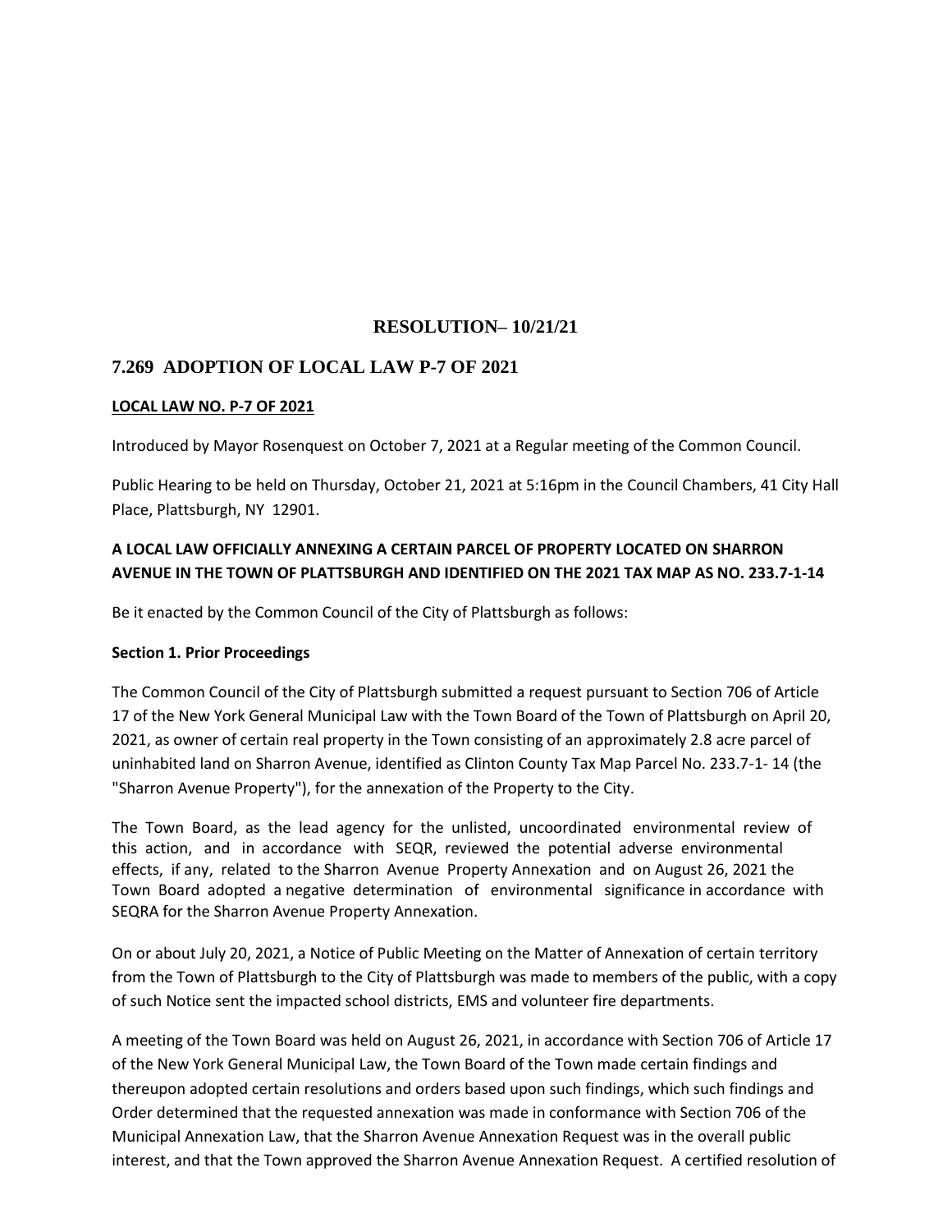## RESOLUTION– 10/21/21

## 7.269 ADOPTION OF LOCAL LAW P-7 OF 2021

**LOCAL LAW NO. P-7 OF 2021**

Introduced by Mayor Rosenquest on October 7, 2021 at a Regular meeting of the Common Council.

Public Hearing to be held on Thursday, October 21, 2021 at 5:16pm in the Council Chambers, 41 City Hall Place, Plattsburgh, NY 12901.

**A LOCAL LAW OFFICIALLY ANNEXING A CERTAIN PARCEL OF PROPERTY LOCATED ON SHARRON AVENUE IN THE TOWN OF PLATTSBURGH AND IDENTIFIED ON THE 2021 TAX MAP AS NO. 233.7-1-14**

Be it enacted by the Common Council of the City of Plattsburgh as follows:

**Section 1. Prior Proceedings**

The Common Council of the City of Plattsburgh submitted a request pursuant to Section 706 of Article 17 of the New York General Municipal Law with the Town Board of the Town of Plattsburgh on April 20, 2021, as owner of certain real property in the Town consisting of an approximately 2.8 acre parcel of uninhabited land on Sharron Avenue, identified as Clinton County Tax Map Parcel No. 233.7-1- 14 (the "Sharron Avenue Property"), for the annexation of the Property to the City.

The Town Board, as the lead agency for the unlisted, uncoordinated environmental review of this action, and in accordance with SEQR, reviewed the potential adverse environmental effects, if any, related to the Sharron Avenue Property Annexation and on August 26, 2021 the Town Board adopted a negative determination of environmental significance in accordance with SEQRA for the Sharron Avenue Property Annexation.

On or about July 20, 2021, a Notice of Public Meeting on the Matter of Annexation of certain territory from the Town of Plattsburgh to the City of Plattsburgh was made to members of the public, with a copy of such Notice sent the impacted school districts, EMS and volunteer fire departments.

A meeting of the Town Board was held on August 26, 2021, in accordance with Section 706 of Article 17 of the New York General Municipal Law, the Town Board of the Town made certain findings and thereupon adopted certain resolutions and orders based upon such findings, which such findings and Order determined that the requested annexation was made in conformance with Section 706 of the Municipal Annexation Law, that the Sharron Avenue Annexation Request was in the overall public interest, and that the Town approved the Sharron Avenue Annexation Request. A certified resolution of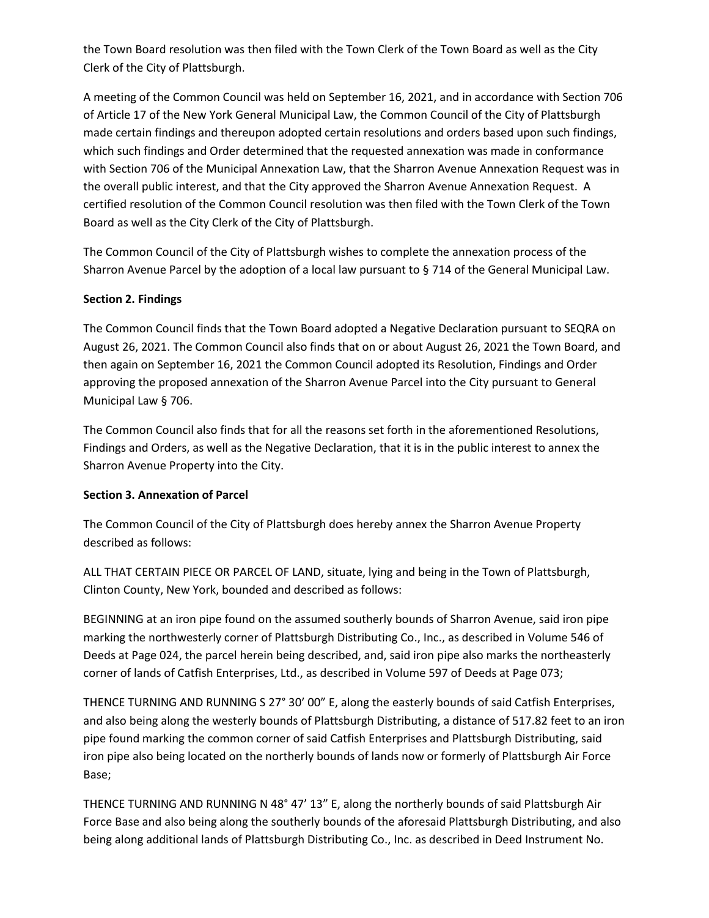the Town Board resolution was then filed with the Town Clerk of the Town Board as well as the City Clerk of the City of Plattsburgh.

A meeting of the Common Council was held on September 16, 2021, and in accordance with Section 706 of Article 17 of the New York General Municipal Law, the Common Council of the City of Plattsburgh made certain findings and thereupon adopted certain resolutions and orders based upon such findings, which such findings and Order determined that the requested annexation was made in conformance with Section 706 of the Municipal Annexation Law, that the Sharron Avenue Annexation Request was in the overall public interest, and that the City approved the Sharron Avenue Annexation Request. A certified resolution of the Common Council resolution was then filed with the Town Clerk of the Town Board as well as the City Clerk of the City of Plattsburgh.

The Common Council of the City of Plattsburgh wishes to complete the annexation process of the Sharron Avenue Parcel by the adoption of a local law pursuant to § 714 of the General Municipal Law.

**Section 2. Findings**

The Common Council finds that the Town Board adopted a Negative Declaration pursuant to SEQRA on August 26, 2021. The Common Council also finds that on or about August 26, 2021 the Town Board, and then again on September 16, 2021 the Common Council adopted its Resolution, Findings and Order approving the proposed annexation of the Sharron Avenue Parcel into the City pursuant to General Municipal Law § 706.

The Common Council also finds that for all the reasons set forth in the aforementioned Resolutions, Findings and Orders, as well as the Negative Declaration, that it is in the public interest to annex the Sharron Avenue Property into the City.

**Section 3. Annexation of Parcel**

The Common Council of the City of Plattsburgh does hereby annex the Sharron Avenue Property described as follows:

ALL THAT CERTAIN PIECE OR PARCEL OF LAND, situate, lying and being in the Town of Plattsburgh, Clinton County, New York, bounded and described as follows:

BEGINNING at an iron pipe found on the assumed southerly bounds of Sharron Avenue, said iron pipe marking the northwesterly corner of Plattsburgh Distributing Co., Inc., as described in Volume 546 of Deeds at Page 024, the parcel herein being described, and, said iron pipe also marks the northeasterly corner of lands of Catfish Enterprises, Ltd., as described in Volume 597 of Deeds at Page 073;

THENCE TURNING AND RUNNING S 27° 30' 00" E, along the easterly bounds of said Catfish Enterprises, and also being along the westerly bounds of Plattsburgh Distributing, a distance of 517.82 feet to an iron pipe found marking the common corner of said Catfish Enterprises and Plattsburgh Distributing, said iron pipe also being located on the northerly bounds of lands now or formerly of Plattsburgh Air Force Base;

THENCE TURNING AND RUNNING N 48° 47' 13" E, along the northerly bounds of said Plattsburgh Air Force Base and also being along the southerly bounds of the aforesaid Plattsburgh Distributing, and also being along additional lands of Plattsburgh Distributing Co., Inc. as described in Deed Instrument No.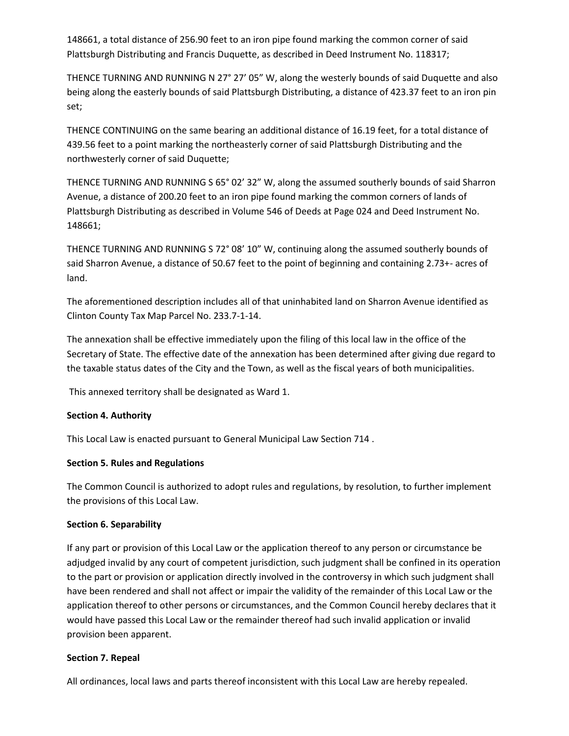148661, a total distance of 256.90 feet to an iron pipe found marking the common corner of said Plattsburgh Distributing and Francis Duquette, as described in Deed Instrument No. 118317;

THENCE TURNING AND RUNNING N 27° 27' 05" W, along the westerly bounds of said Duquette and also being along the easterly bounds of said Plattsburgh Distributing, a distance of 423.37 feet to an iron pin set;

THENCE CONTINUING on the same bearing an additional distance of 16.19 feet, for a total distance of 439.56 feet to a point marking the northeasterly corner of said Plattsburgh Distributing and the northwesterly corner of said Duquette;

THENCE TURNING AND RUNNING S 65° 02' 32" W, along the assumed southerly bounds of said Sharron Avenue, a distance of 200.20 feet to an iron pipe found marking the common corners of lands of Plattsburgh Distributing as described in Volume 546 of Deeds at Page 024 and Deed Instrument No. 148661;

THENCE TURNING AND RUNNING S 72° 08' 10" W, continuing along the assumed southerly bounds of said Sharron Avenue, a distance of 50.67 feet to the point of beginning and containing 2.73+- acres of land.

The aforementioned description includes all of that uninhabited land on Sharron Avenue identified as Clinton County Tax Map Parcel No. 233.7-1-14.

The annexation shall be effective immediately upon the filing of this local law in the office of the Secretary of State. The effective date of the annexation has been determined after giving due regard to the taxable status dates of the City and the Town, as well as the fiscal years of both municipalities.

This annexed territory shall be designated as Ward 1.

**Section 4. Authority**

This Local Law is enacted pursuant to General Municipal Law Section 714 .

**Section 5. Rules and Regulations**

The Common Council is authorized to adopt rules and regulations, by resolution, to further implement the provisions of this Local Law.

**Section 6. Separability**

If any part or provision of this Local Law or the application thereof to any person or circumstance be adjudged invalid by any court of competent jurisdiction, such judgment shall be confined in its operation to the part or provision or application directly involved in the controversy in which such judgment shall have been rendered and shall not affect or impair the validity of the remainder of this Local Law or the application thereof to other persons or circumstances, and the Common Council hereby declares that it would have passed this Local Law or the remainder thereof had such invalid application or invalid provision been apparent.

**Section 7. Repeal**

All ordinances, local laws and parts thereof inconsistent with this Local Law are hereby repealed.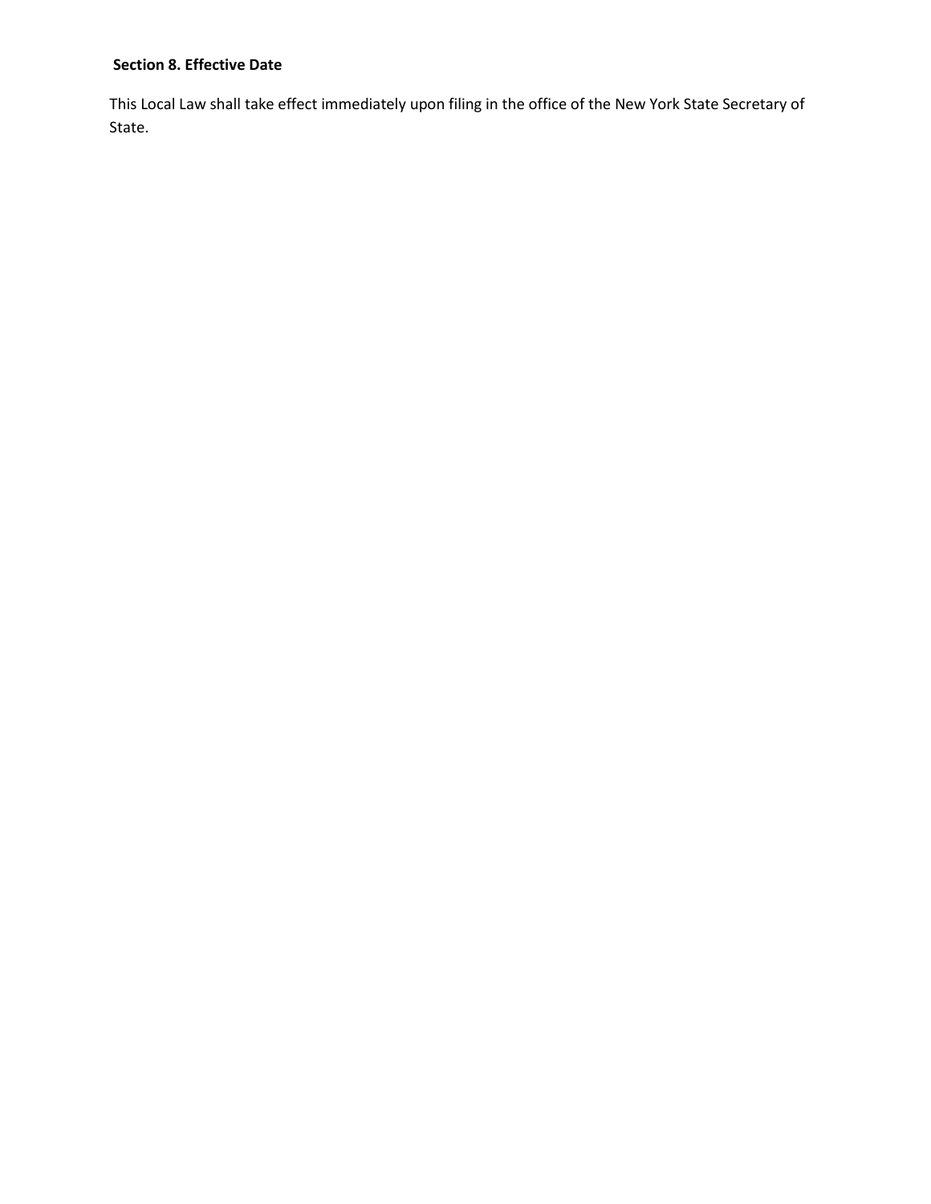**Section 8. Effective Date**

This Local Law shall take effect immediately upon filing in the office of the New York State Secretary of State.